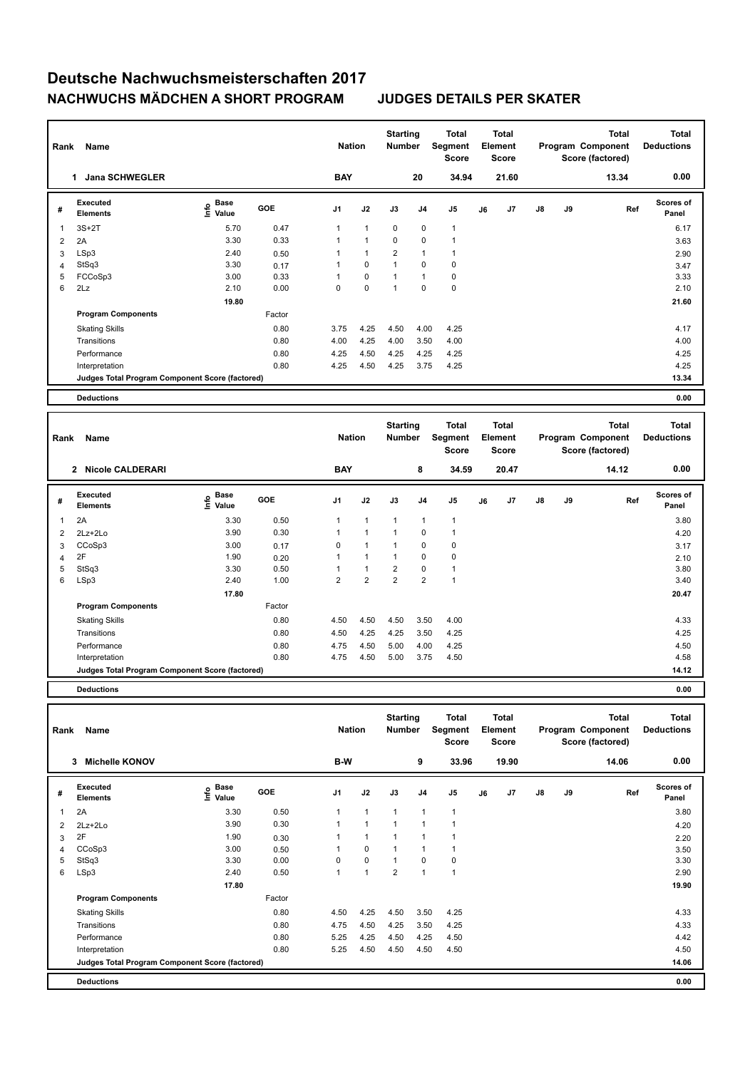# Deutsche Nachwuchsmeisterschaften 2017

## NACHWUCHS MÄDCHEN A SHORT PROGRAM — JUDGES DETAILS PER SKATER

| Rank | Name | Nation | Starting Number | Total Segment Score | Total Element Score | Total Program Component Score (factored) | Total Deductions |
|---|---|---|---|---|---|---|---|
| 1 | Jana SCHWEGLER | BAY | 20 | 34.94 | 21.60 | 13.34 | 0.00 |

| # | Executed Elements | Info | Base Value | GOE | J1 | J2 | J3 | J4 | J5 | J6 | J7 | J8 | J9 | Ref | Scores of Panel |
|---|---|---|---|---|---|---|---|---|---|---|---|---|---|---|---|
| 1 | 3S+2T | | 5.70 | 0.47 | 1 | 1 | 0 | 0 | 1 | | | | | | 6.17 |
| 2 | 2A | | 3.30 | 0.33 | 1 | 1 | 0 | 0 | 1 | | | | | | 3.63 |
| 3 | LSp3 | | 2.40 | 0.50 | 1 | 1 | 2 | 1 | 1 | | | | | | 2.90 |
| 4 | StSq3 | | 3.30 | 0.17 | 1 | 0 | 1 | 0 | 0 | | | | | | 3.47 |
| 5 | FCCoSp3 | | 3.00 | 0.33 | 1 | 0 | 1 | 1 | 0 | | | | | | 3.33 |
| 6 | 2Lz | | 2.10 | 0.00 | 0 | 0 | 1 | 0 | 0 | | | | | | 2.10 |
| | | | 19.80 | | | | | | | | | | | | 21.60 |

| Program Components | Factor | J1 | J2 | J3 | J4 | J5 | J6 | J7 | J8 | J9 | Scores of Panel |
|---|---|---|---|---|---|---|---|---|---|---|---|
| Skating Skills | 0.80 | 3.75 | 4.25 | 4.50 | 4.00 | 4.25 | | | | | 4.17 |
| Transitions | 0.80 | 4.00 | 4.25 | 4.00 | 3.50 | 4.00 | | | | | 4.00 |
| Performance | 0.80 | 4.25 | 4.50 | 4.25 | 4.25 | 4.25 | | | | | 4.25 |
| Interpretation | 0.80 | 4.25 | 4.50 | 4.25 | 3.75 | 4.25 | | | | | 4.25 |
| Judges Total Program Component Score (factored) | | | | | | | | | | | 13.34 |

**Deductions** 0.00

| Rank | Name | Nation | Starting Number | Total Segment Score | Total Element Score | Total Program Component Score (factored) | Total Deductions |
|---|---|---|---|---|---|---|---|
| 2 | Nicole CALDERARI | BAY | 8 | 34.59 | 20.47 | 14.12 | 0.00 |

| # | Executed Elements | Info | Base Value | GOE | J1 | J2 | J3 | J4 | J5 | J6 | J7 | J8 | J9 | Ref | Scores of Panel |
|---|---|---|---|---|---|---|---|---|---|---|---|---|---|---|---|
| 1 | 2A | | 3.30 | 0.50 | 1 | 1 | 1 | 1 | 1 | | | | | | 3.80 |
| 2 | 2Lz+2Lo | | 3.90 | 0.30 | 1 | 1 | 1 | 0 | 1 | | | | | | 4.20 |
| 3 | CCoSp3 | | 3.00 | 0.17 | 0 | 1 | 1 | 0 | 0 | | | | | | 3.17 |
| 4 | 2F | | 1.90 | 0.20 | 1 | 1 | 1 | 0 | 0 | | | | | | 2.10 |
| 5 | StSq3 | | 3.30 | 0.50 | 1 | 1 | 2 | 0 | 1 | | | | | | 3.80 |
| 6 | LSp3 | | 2.40 | 1.00 | 2 | 2 | 2 | 2 | 1 | | | | | | 3.40 |
| | | | 17.80 | | | | | | | | | | | | 20.47 |

| Program Components | Factor | J1 | J2 | J3 | J4 | J5 | J6 | J7 | J8 | J9 | Scores of Panel |
|---|---|---|---|---|---|---|---|---|---|---|---|
| Skating Skills | 0.80 | 4.50 | 4.50 | 4.50 | 3.50 | 4.00 | | | | | 4.33 |
| Transitions | 0.80 | 4.50 | 4.25 | 4.25 | 3.50 | 4.25 | | | | | 4.25 |
| Performance | 0.80 | 4.75 | 4.50 | 5.00 | 4.00 | 4.25 | | | | | 4.50 |
| Interpretation | 0.80 | 4.75 | 4.50 | 5.00 | 3.75 | 4.50 | | | | | 4.58 |
| Judges Total Program Component Score (factored) | | | | | | | | | | | 14.12 |

**Deductions** 0.00

| Rank | Name | Nation | Starting Number | Total Segment Score | Total Element Score | Total Program Component Score (factored) | Total Deductions |
|---|---|---|---|---|---|---|---|
| 3 | Michelle KONOV | B-W | 9 | 33.96 | 19.90 | 14.06 | 0.00 |

| # | Executed Elements | Info | Base Value | GOE | J1 | J2 | J3 | J4 | J5 | J6 | J7 | J8 | J9 | Ref | Scores of Panel |
|---|---|---|---|---|---|---|---|---|---|---|---|---|---|---|---|
| 1 | 2A | | 3.30 | 0.50 | 1 | 1 | 1 | 1 | 1 | | | | | | 3.80 |
| 2 | 2Lz+2Lo | | 3.90 | 0.30 | 1 | 1 | 1 | 1 | 1 | | | | | | 4.20 |
| 3 | 2F | | 1.90 | 0.30 | 1 | 1 | 1 | 1 | 1 | | | | | | 2.20 |
| 4 | CCoSp3 | | 3.00 | 0.50 | 1 | 0 | 1 | 1 | 1 | | | | | | 3.50 |
| 5 | StSq3 | | 3.30 | 0.00 | 0 | 0 | 1 | 0 | 0 | | | | | | 3.30 |
| 6 | LSp3 | | 2.40 | 0.50 | 1 | 1 | 2 | 1 | 1 | | | | | | 2.90 |
| | | | 17.80 | | | | | | | | | | | | 19.90 |

| Program Components | Factor | J1 | J2 | J3 | J4 | J5 | J6 | J7 | J8 | J9 | Scores of Panel |
|---|---|---|---|---|---|---|---|---|---|---|---|
| Skating Skills | 0.80 | 4.50 | 4.25 | 4.50 | 3.50 | 4.25 | | | | | 4.33 |
| Transitions | 0.80 | 4.75 | 4.50 | 4.25 | 3.50 | 4.25 | | | | | 4.33 |
| Performance | 0.80 | 5.25 | 4.25 | 4.50 | 4.25 | 4.50 | | | | | 4.42 |
| Interpretation | 0.80 | 5.25 | 4.50 | 4.50 | 4.50 | 4.50 | | | | | 4.50 |
| Judges Total Program Component Score (factored) | | | | | | | | | | | 14.06 |

**Deductions** 0.00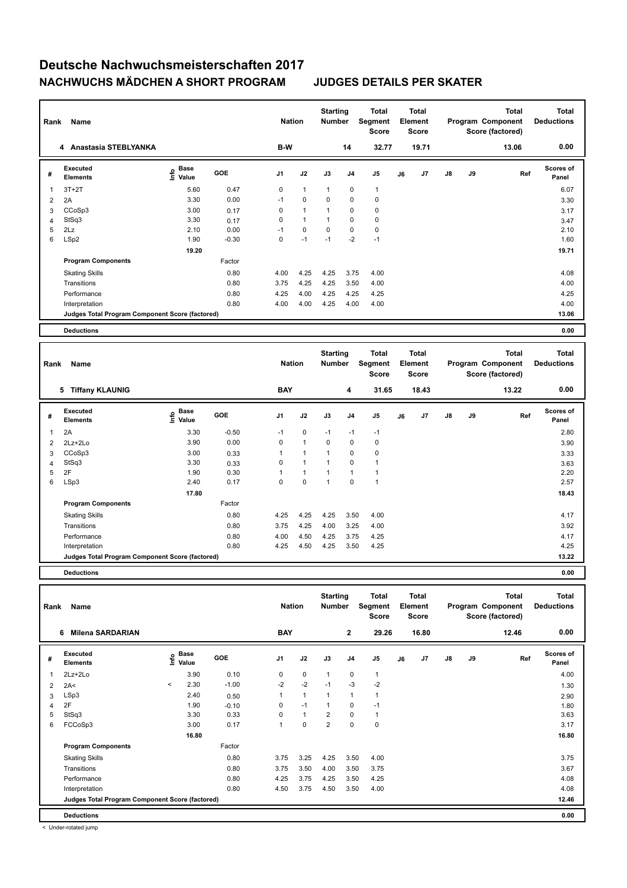# Deutsche Nachwuchsmeisterschaften 2017

## NACHWUCHS MÄDCHEN A SHORT PROGRAM — JUDGES DETAILS PER SKATER

| Rank | Name | Nation | Starting Number | Total Segment Score | Total Element Score | Total Program Component Score (factored) | Total Deductions |
|---|---|---|---|---|---|---|---|
| 4 | Anastasia STEBLYANKA | B-W | 14 | 32.77 | 19.71 | 13.06 | 0.00 |

| # | Executed Elements | Info | Base Value | GOE | J1 | J2 | J3 | J4 | J5 | J6 | J7 | J8 | J9 | Ref | Scores of Panel |
|---|---|---|---|---|---|---|---|---|---|---|---|---|---|---|---|
| 1 | 3T+2T | | 5.60 | 0.47 | 0 | 1 | 1 | 0 | 1 | | | | | | 6.07 |
| 2 | 2A | | 3.30 | 0.00 | -1 | 0 | 0 | 0 | 0 | | | | | | 3.30 |
| 3 | CCoSp3 | | 3.00 | 0.17 | 0 | 1 | 1 | 0 | 0 | | | | | | 3.17 |
| 4 | StSq3 | | 3.30 | 0.17 | 0 | 1 | 1 | 0 | 0 | | | | | | 3.47 |
| 5 | 2Lz | | 2.10 | 0.00 | -1 | 0 | 0 | 0 | 0 | | | | | | 2.10 |
| 6 | LSp2 | | 1.90 | -0.30 | 0 | -1 | -1 | -2 | -1 | | | | | | 1.60 |
| | | | 19.20 | | | | | | | | | | | | 19.71 |
| | **Program Components** | | | Factor | | | | | | | | | | | |
| | Skating Skills | | | 0.80 | 4.00 | 4.25 | 4.25 | 3.75 | 4.00 | | | | | | 4.08 |
| | Transitions | | | 0.80 | 3.75 | 4.25 | 4.25 | 3.50 | 4.00 | | | | | | 4.00 |
| | Performance | | | 0.80 | 4.25 | 4.00 | 4.25 | 4.25 | 4.25 | | | | | | 4.25 |
| | Interpretation | | | 0.80 | 4.00 | 4.00 | 4.25 | 4.00 | 4.00 | | | | | | 4.00 |
| | **Judges Total Program Component Score (factored)** | | | | | | | | | | | | | | 13.06 |
| | **Deductions** | | | | | | | | | | | | | | 0.00 |

| Rank | Name | Nation | Starting Number | Total Segment Score | Total Element Score | Total Program Component Score (factored) | Total Deductions |
|---|---|---|---|---|---|---|---|
| 5 | Tiffany KLAUNIG | BAY | 4 | 31.65 | 18.43 | 13.22 | 0.00 |

| # | Executed Elements | Info | Base Value | GOE | J1 | J2 | J3 | J4 | J5 | J6 | J7 | J8 | J9 | Ref | Scores of Panel |
|---|---|---|---|---|---|---|---|---|---|---|---|---|---|---|---|
| 1 | 2A | | 3.30 | -0.50 | -1 | 0 | -1 | -1 | -1 | | | | | | 2.80 |
| 2 | 2Lz+2Lo | | 3.90 | 0.00 | 0 | 1 | 0 | 0 | 0 | | | | | | 3.90 |
| 3 | CCoSp3 | | 3.00 | 0.33 | 1 | 1 | 1 | 0 | 0 | | | | | | 3.33 |
| 4 | StSq3 | | 3.30 | 0.33 | 0 | 1 | 1 | 0 | 1 | | | | | | 3.63 |
| 5 | 2F | | 1.90 | 0.30 | 1 | 1 | 1 | 1 | 1 | | | | | | 2.20 |
| 6 | LSp3 | | 2.40 | 0.17 | 0 | 0 | 1 | 0 | 1 | | | | | | 2.57 |
| | | | 17.80 | | | | | | | | | | | | 18.43 |
| | **Program Components** | | | Factor | | | | | | | | | | | |
| | Skating Skills | | | 0.80 | 4.25 | 4.25 | 4.25 | 3.50 | 4.00 | | | | | | 4.17 |
| | Transitions | | | 0.80 | 3.75 | 4.25 | 4.00 | 3.25 | 4.00 | | | | | | 3.92 |
| | Performance | | | 0.80 | 4.00 | 4.50 | 4.25 | 3.75 | 4.25 | | | | | | 4.17 |
| | Interpretation | | | 0.80 | 4.25 | 4.50 | 4.25 | 3.50 | 4.25 | | | | | | 4.25 |
| | **Judges Total Program Component Score (factored)** | | | | | | | | | | | | | | 13.22 |
| | **Deductions** | | | | | | | | | | | | | | 0.00 |

| Rank | Name | Nation | Starting Number | Total Segment Score | Total Element Score | Total Program Component Score (factored) | Total Deductions |
|---|---|---|---|---|---|---|---|
| 6 | Milena SARDARIAN | BAY | 2 | 29.26 | 16.80 | 12.46 | 0.00 |

| # | Executed Elements | Info | Base Value | GOE | J1 | J2 | J3 | J4 | J5 | J6 | J7 | J8 | J9 | Ref | Scores of Panel |
|---|---|---|---|---|---|---|---|---|---|---|---|---|---|---|---|
| 1 | 2Lz+2Lo | | 3.90 | 0.10 | 0 | 0 | 1 | 0 | 1 | | | | | | 4.00 |
| 2 | 2A< | < | 2.30 | -1.00 | -2 | -2 | -1 | -3 | -2 | | | | | | 1.30 |
| 3 | LSp3 | | 2.40 | 0.50 | 1 | 1 | 1 | 1 | 1 | | | | | | 2.90 |
| 4 | 2F | | 1.90 | -0.10 | 0 | -1 | 1 | 0 | -1 | | | | | | 1.80 |
| 5 | StSq3 | | 3.30 | 0.33 | 0 | 1 | 2 | 0 | 1 | | | | | | 3.63 |
| 6 | FCCoSp3 | | 3.00 | 0.17 | 1 | 0 | 2 | 0 | 0 | | | | | | 3.17 |
| | | | 16.80 | | | | | | | | | | | | 16.80 |
| | **Program Components** | | | Factor | | | | | | | | | | | |
| | Skating Skills | | | 0.80 | 3.75 | 3.25 | 4.25 | 3.50 | 4.00 | | | | | | 3.75 |
| | Transitions | | | 0.80 | 3.75 | 3.50 | 4.00 | 3.50 | 3.75 | | | | | | 3.67 |
| | Performance | | | 0.80 | 4.25 | 3.75 | 4.25 | 3.50 | 4.25 | | | | | | 4.08 |
| | Interpretation | | | 0.80 | 4.50 | 3.75 | 4.50 | 3.50 | 4.00 | | | | | | 4.08 |
| | **Judges Total Program Component Score (factored)** | | | | | | | | | | | | | | 12.46 |
| | **Deductions** | | | | | | | | | | | | | | 0.00 |

< Under-rotated jump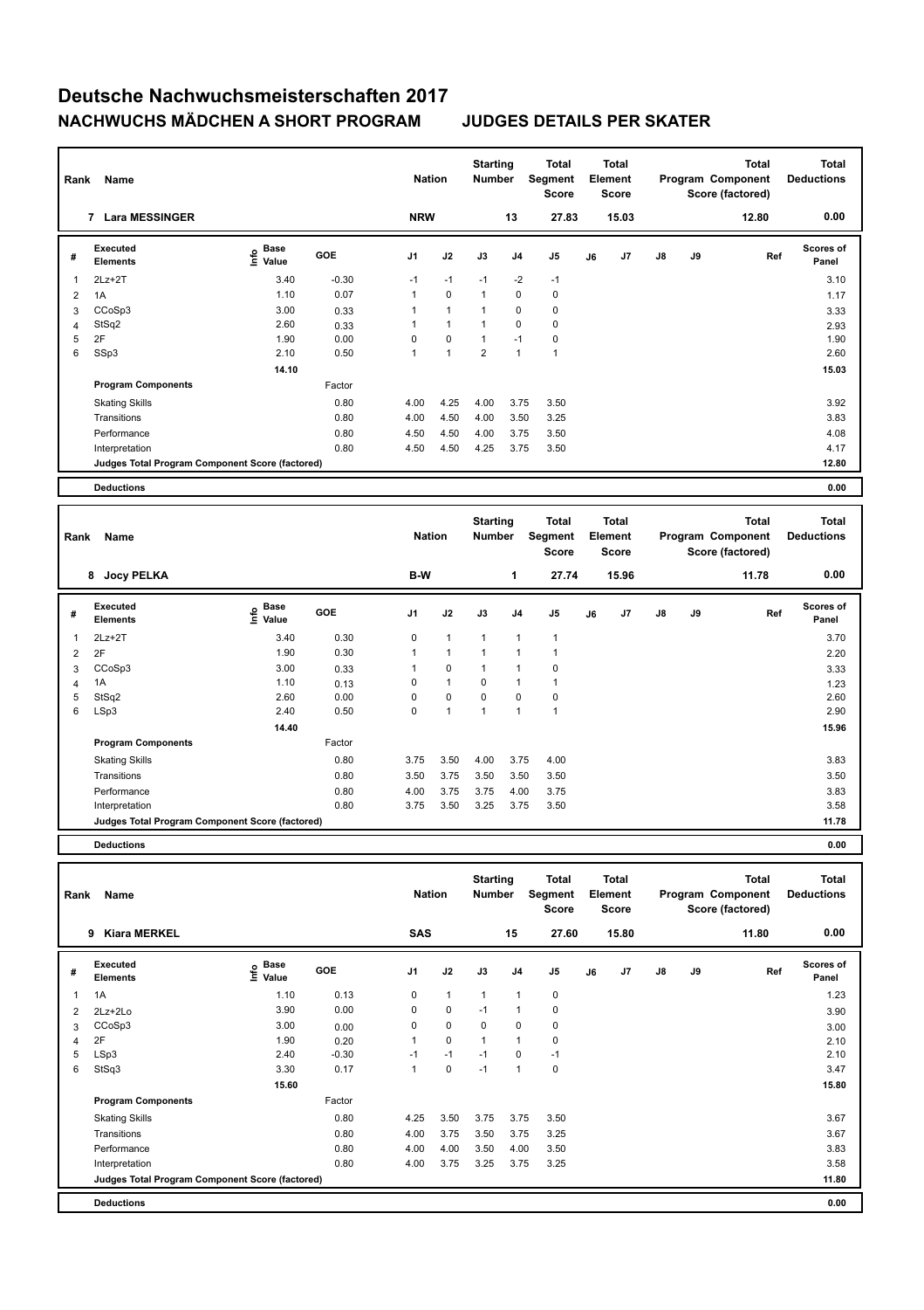# Deutsche Nachwuchsmeisterschaften 2017

## NACHWUCHS MÄDCHEN A SHORT PROGRAM — JUDGES DETAILS PER SKATER

| Rank | Name | Nation | Starting Number | Total Segment Score | Total Element Score | Total Program Component Score (factored) | Total Deductions |
|---|---|---|---|---|---|---|---|
| 7 | Lara MESSINGER | NRW | 13 | 27.83 | 15.03 | 12.80 | 0.00 |

| # | Executed Elements | Info | Base Value | GOE | J1 | J2 | J3 | J4 | J5 | J6 | J7 | J8 | J9 | Ref | Scores of Panel |
|---|---|---|---|---|---|---|---|---|---|---|---|---|---|---|---|
| 1 | 2Lz+2T | | 3.40 | -0.30 | -1 | -1 | -1 | -2 | -1 | | | | | | 3.10 |
| 2 | 1A | | 1.10 | 0.07 | 1 | 0 | 1 | 0 | 0 | | | | | | 1.17 |
| 3 | CCoSp3 | | 3.00 | 0.33 | 1 | 1 | 1 | 0 | 0 | | | | | | 3.33 |
| 4 | StSq2 | | 2.60 | 0.33 | 1 | 1 | 1 | 0 | 0 | | | | | | 2.93 |
| 5 | 2F | | 1.90 | 0.00 | 0 | 0 | 1 | -1 | 0 | | | | | | 1.90 |
| 6 | SSp3 | | 2.10 | 0.50 | 1 | 1 | 2 | 1 | 1 | | | | | | 2.60 |
| | | | 14.10 | | | | | | | | | | | | 15.03 |
| | **Program Components** | | | Factor | | | | | | | | | | | |
| | Skating Skills | | | 0.80 | 4.00 | 4.25 | 4.00 | 3.75 | 3.50 | | | | | | 3.92 |
| | Transitions | | | 0.80 | 4.00 | 4.50 | 4.00 | 3.50 | 3.25 | | | | | | 3.83 |
| | Performance | | | 0.80 | 4.50 | 4.50 | 4.00 | 3.75 | 3.50 | | | | | | 4.08 |
| | Interpretation | | | 0.80 | 4.50 | 4.50 | 4.25 | 3.75 | 3.50 | | | | | | 4.17 |
| | **Judges Total Program Component Score (factored)** | | | | | | | | | | | | | | 12.80 |
| | **Deductions** | | | | | | | | | | | | | | 0.00 |

| Rank | Name | Nation | Starting Number | Total Segment Score | Total Element Score | Total Program Component Score (factored) | Total Deductions |
|---|---|---|---|---|---|---|---|
| 8 | Jocy PELKA | B-W | 1 | 27.74 | 15.96 | 11.78 | 0.00 |

| # | Executed Elements | Info | Base Value | GOE | J1 | J2 | J3 | J4 | J5 | J6 | J7 | J8 | J9 | Ref | Scores of Panel |
|---|---|---|---|---|---|---|---|---|---|---|---|---|---|---|---|
| 1 | 2Lz+2T | | 3.40 | 0.30 | 0 | 1 | 1 | 1 | 1 | | | | | | 3.70 |
| 2 | 2F | | 1.90 | 0.30 | 1 | 1 | 1 | 1 | 1 | | | | | | 2.20 |
| 3 | CCoSp3 | | 3.00 | 0.33 | 1 | 0 | 1 | 1 | 0 | | | | | | 3.33 |
| 4 | 1A | | 1.10 | 0.13 | 0 | 1 | 0 | 1 | 1 | | | | | | 1.23 |
| 5 | StSq2 | | 2.60 | 0.00 | 0 | 0 | 0 | 0 | 0 | | | | | | 2.60 |
| 6 | LSp3 | | 2.40 | 0.50 | 0 | 1 | 1 | 1 | 1 | | | | | | 2.90 |
| | | | 14.40 | | | | | | | | | | | | 15.96 |
| | **Program Components** | | | Factor | | | | | | | | | | | |
| | Skating Skills | | | 0.80 | 3.75 | 3.50 | 4.00 | 3.75 | 4.00 | | | | | | 3.83 |
| | Transitions | | | 0.80 | 3.50 | 3.75 | 3.50 | 3.50 | 3.50 | | | | | | 3.50 |
| | Performance | | | 0.80 | 4.00 | 3.75 | 3.75 | 4.00 | 3.75 | | | | | | 3.83 |
| | Interpretation | | | 0.80 | 3.75 | 3.50 | 3.25 | 3.75 | 3.50 | | | | | | 3.58 |
| | **Judges Total Program Component Score (factored)** | | | | | | | | | | | | | | 11.78 |
| | **Deductions** | | | | | | | | | | | | | | 0.00 |

| Rank | Name | Nation | Starting Number | Total Segment Score | Total Element Score | Total Program Component Score (factored) | Total Deductions |
|---|---|---|---|---|---|---|---|
| 9 | Kiara MERKEL | SAS | 15 | 27.60 | 15.80 | 11.80 | 0.00 |

| # | Executed Elements | Info | Base Value | GOE | J1 | J2 | J3 | J4 | J5 | J6 | J7 | J8 | J9 | Ref | Scores of Panel |
|---|---|---|---|---|---|---|---|---|---|---|---|---|---|---|---|
| 1 | 1A | | 1.10 | 0.13 | 0 | 1 | 1 | 1 | 0 | | | | | | 1.23 |
| 2 | 2Lz+2Lo | | 3.90 | 0.00 | 0 | 0 | -1 | 1 | 0 | | | | | | 3.90 |
| 3 | CCoSp3 | | 3.00 | 0.00 | 0 | 0 | 0 | 0 | 0 | | | | | | 3.00 |
| 4 | 2F | | 1.90 | 0.20 | 1 | 0 | 1 | 1 | 0 | | | | | | 2.10 |
| 5 | LSp3 | | 2.40 | -0.30 | -1 | -1 | -1 | 0 | -1 | | | | | | 2.10 |
| 6 | StSq3 | | 3.30 | 0.17 | 1 | 0 | -1 | 1 | 0 | | | | | | 3.47 |
| | | | 15.60 | | | | | | | | | | | | 15.80 |
| | **Program Components** | | | Factor | | | | | | | | | | | |
| | Skating Skills | | | 0.80 | 4.25 | 3.50 | 3.75 | 3.75 | 3.50 | | | | | | 3.67 |
| | Transitions | | | 0.80 | 4.00 | 3.75 | 3.50 | 3.75 | 3.25 | | | | | | 3.67 |
| | Performance | | | 0.80 | 4.00 | 4.00 | 3.50 | 4.00 | 3.50 | | | | | | 3.83 |
| | Interpretation | | | 0.80 | 4.00 | 3.75 | 3.25 | 3.75 | 3.25 | | | | | | 3.58 |
| | **Judges Total Program Component Score (factored)** | | | | | | | | | | | | | | 11.80 |
| | **Deductions** | | | | | | | | | | | | | | 0.00 |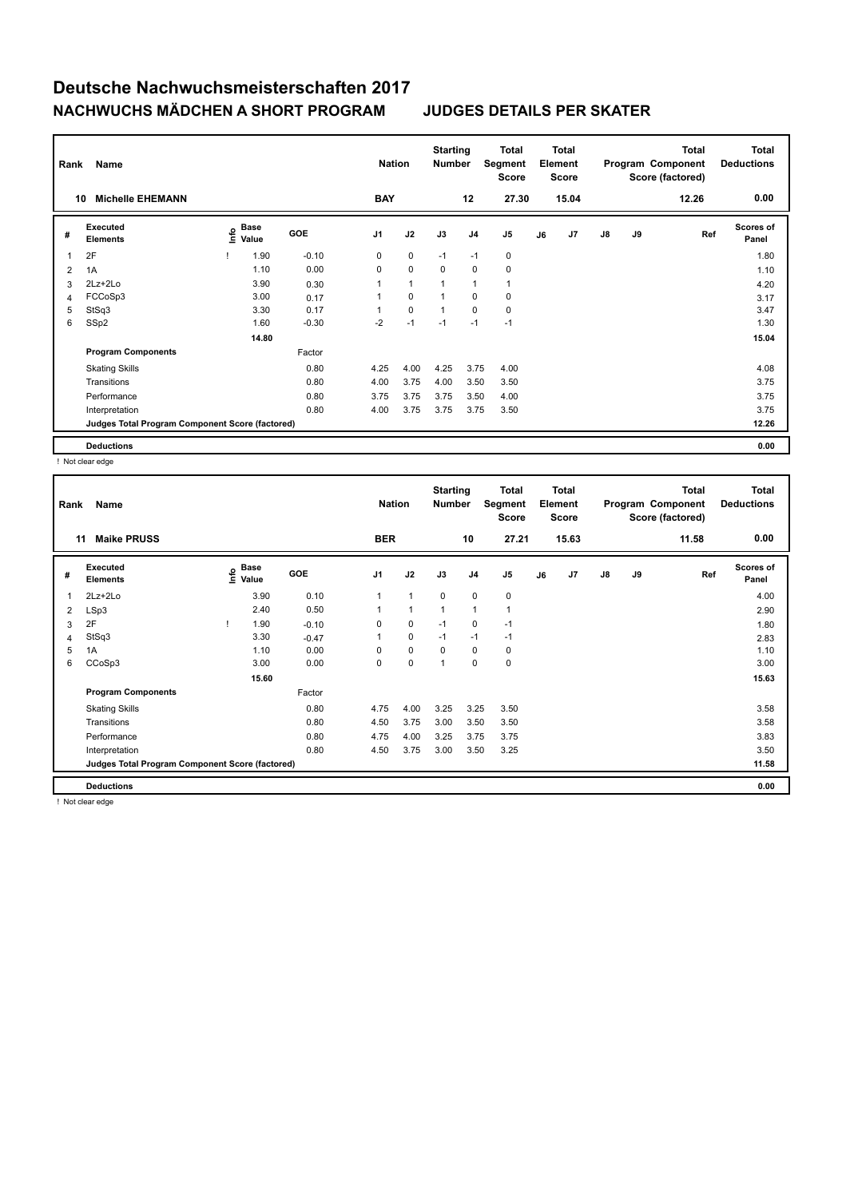# Deutsche Nachwuchsmeisterschaften 2017

## NACHWUCHS MÄDCHEN A SHORT PROGRAM JUDGES DETAILS PER SKATER

| Rank | Name | Nation | Starting Number | Total Segment Score | Total Element Score | Total Program Component Score (factored) | Total Deductions |
|---|---|---|---|---|---|---|---|
| 10 | Michelle EHEMANN | BAY | 12 | 27.30 | 15.04 | 12.26 | 0.00 |

| # | Executed Elements | Info | Base Value | GOE | J1 | J2 | J3 | J4 | J5 | J6 | J7 | J8 | J9 | Ref | Scores of Panel |
|---|---|---|---|---|---|---|---|---|---|---|---|---|---|---|---|
| 1 | 2F | ! | 1.90 | -0.10 | 0 | 0 | -1 | -1 | 0 | | | | | | 1.80 |
| 2 | 1A | | 1.10 | 0.00 | 0 | 0 | 0 | 0 | 0 | | | | | | 1.10 |
| 3 | 2Lz+2Lo | | 3.90 | 0.30 | 1 | 1 | 1 | 1 | 1 | | | | | | 4.20 |
| 4 | FCCoSp3 | | 3.00 | 0.17 | 1 | 0 | 1 | 0 | 0 | | | | | | 3.17 |
| 5 | StSq3 | | 3.30 | 0.17 | 1 | 0 | 1 | 0 | 0 | | | | | | 3.47 |
| 6 | SSp2 | | 1.60 | -0.30 | -2 | -1 | -1 | -1 | -1 | | | | | | 1.30 |
| | | | 14.80 | | | | | | | | | | | | 15.04 |
| | **Program Components** | | | Factor | | | | | | | | | | | |
| | Skating Skills | | | 0.80 | 4.25 | 4.00 | 4.25 | 3.75 | 4.00 | | | | | | 4.08 |
| | Transitions | | | 0.80 | 4.00 | 3.75 | 4.00 | 3.50 | 3.50 | | | | | | 3.75 |
| | Performance | | | 0.80 | 3.75 | 3.75 | 3.75 | 3.50 | 4.00 | | | | | | 3.75 |
| | Interpretation | | | 0.80 | 4.00 | 3.75 | 3.75 | 3.75 | 3.50 | | | | | | 3.75 |
| | **Judges Total Program Component Score (factored)** | | | | | | | | | | | | | | 12.26 |
| | **Deductions** | | | | | | | | | | | | | | 0.00 |

! Not clear edge

| Rank | Name | Nation | Starting Number | Total Segment Score | Total Element Score | Total Program Component Score (factored) | Total Deductions |
|---|---|---|---|---|---|---|---|
| 11 | Maike PRUSS | BER | 10 | 27.21 | 15.63 | 11.58 | 0.00 |

| # | Executed Elements | Info | Base Value | GOE | J1 | J2 | J3 | J4 | J5 | J6 | J7 | J8 | J9 | Ref | Scores of Panel |
|---|---|---|---|---|---|---|---|---|---|---|---|---|---|---|---|
| 1 | 2Lz+2Lo | | 3.90 | 0.10 | 1 | 1 | 0 | 0 | 0 | | | | | | 4.00 |
| 2 | LSp3 | | 2.40 | 0.50 | 1 | 1 | 1 | 1 | 1 | | | | | | 2.90 |
| 3 | 2F | ! | 1.90 | -0.10 | 0 | 0 | -1 | 0 | -1 | | | | | | 1.80 |
| 4 | StSq3 | | 3.30 | -0.47 | 1 | 0 | -1 | -1 | -1 | | | | | | 2.83 |
| 5 | 1A | | 1.10 | 0.00 | 0 | 0 | 0 | 0 | 0 | | | | | | 1.10 |
| 6 | CCoSp3 | | 3.00 | 0.00 | 0 | 0 | 1 | 0 | 0 | | | | | | 3.00 |
| | | | 15.60 | | | | | | | | | | | | 15.63 |
| | **Program Components** | | | Factor | | | | | | | | | | | |
| | Skating Skills | | | 0.80 | 4.75 | 4.00 | 3.25 | 3.25 | 3.50 | | | | | | 3.58 |
| | Transitions | | | 0.80 | 4.50 | 3.75 | 3.00 | 3.50 | 3.50 | | | | | | 3.58 |
| | Performance | | | 0.80 | 4.75 | 4.00 | 3.25 | 3.75 | 3.75 | | | | | | 3.83 |
| | Interpretation | | | 0.80 | 4.50 | 3.75 | 3.00 | 3.50 | 3.25 | | | | | | 3.50 |
| | **Judges Total Program Component Score (factored)** | | | | | | | | | | | | | | 11.58 |
| | **Deductions** | | | | | | | | | | | | | | 0.00 |

! Not clear edge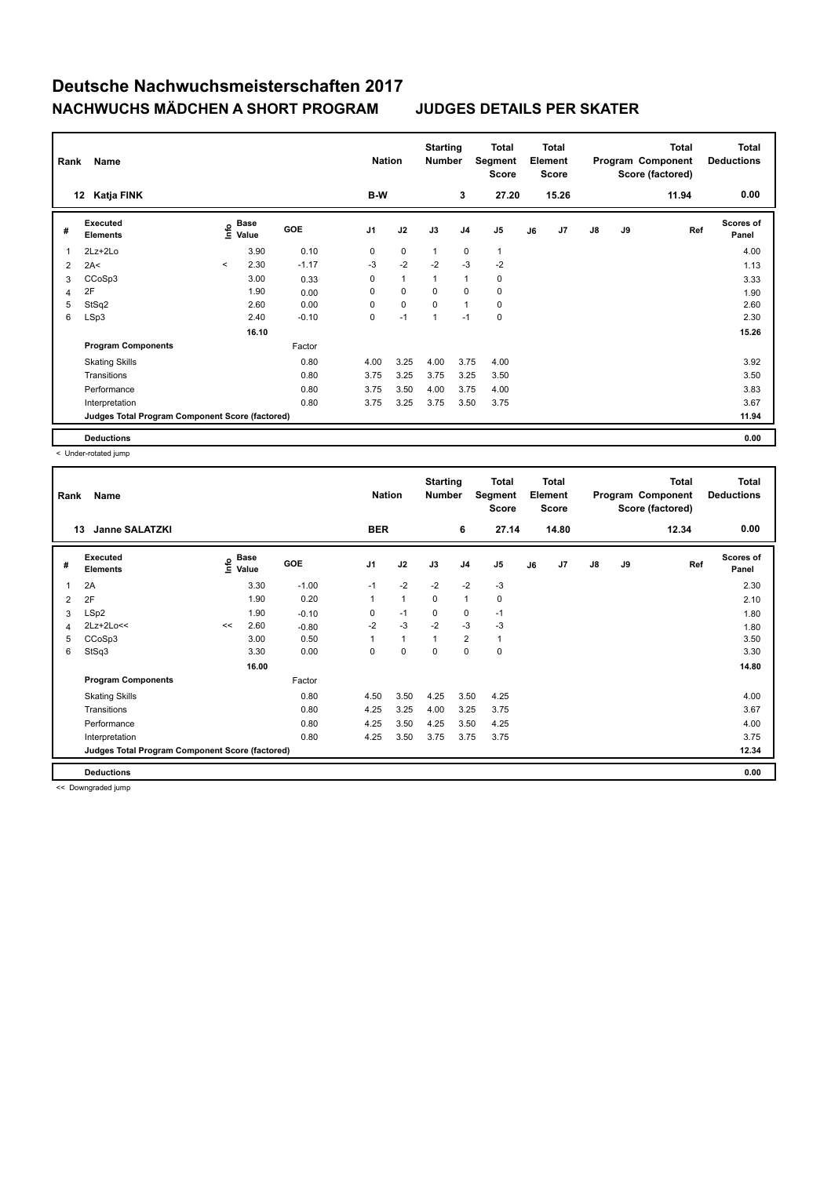# Deutsche Nachwuchsmeisterschaften 2017

## NACHWUCHS MÄDCHEN A SHORT PROGRAM — JUDGES DETAILS PER SKATER

| Rank | Name | Nation | Starting Number | Total Segment Score | Total Element Score | Total Program Component Score (factored) | Total Deductions |
|---|---|---|---|---|---|---|---|
| 12 | Katja FINK | B-W | 3 | 27.20 | 15.26 | 11.94 | 0.00 |

| # | Executed Elements | Info | Base Value | GOE | J1 | J2 | J3 | J4 | J5 | J6 | J7 | J8 | J9 | Ref | Scores of Panel |
|---|---|---|---|---|---|---|---|---|---|---|---|---|---|---|---|
| 1 | 2Lz+2Lo | | 3.90 | 0.10 | 0 | 0 | 1 | 0 | 1 | | | | | | 4.00 |
| 2 | 2A< | < | 2.30 | -1.17 | -3 | -2 | -2 | -3 | -2 | | | | | | 1.13 |
| 3 | CCoSp3 | | 3.00 | 0.33 | 0 | 1 | 1 | 1 | 0 | | | | | | 3.33 |
| 4 | 2F | | 1.90 | 0.00 | 0 | 0 | 0 | 0 | 0 | | | | | | 1.90 |
| 5 | StSq2 | | 2.60 | 0.00 | 0 | 0 | 0 | 1 | 0 | | | | | | 2.60 |
| 6 | LSp3 | | 2.40 | -0.10 | 0 | -1 | 1 | -1 | 0 | | | | | | 2.30 |
| | | | 16.10 | | | | | | | | | | | | 15.26 |
| | **Program Components** | | | Factor | | | | | | | | | | | |
| | Skating Skills | | | 0.80 | 4.00 | 3.25 | 4.00 | 3.75 | 4.00 | | | | | | 3.92 |
| | Transitions | | | 0.80 | 3.75 | 3.25 | 3.75 | 3.25 | 3.50 | | | | | | 3.50 |
| | Performance | | | 0.80 | 3.75 | 3.50 | 4.00 | 3.75 | 4.00 | | | | | | 3.83 |
| | Interpretation | | | 0.80 | 3.75 | 3.25 | 3.75 | 3.50 | 3.75 | | | | | | 3.67 |
| | **Judges Total Program Component Score (factored)** | | | | | | | | | | | | | | 11.94 |
| | **Deductions** | | | | | | | | | | | | | | 0.00 |

< Under-rotated jump

| Rank | Name | Nation | Starting Number | Total Segment Score | Total Element Score | Total Program Component Score (factored) | Total Deductions |
|---|---|---|---|---|---|---|---|
| 13 | Janne SALATZKI | BER | 6 | 27.14 | 14.80 | 12.34 | 0.00 |

| # | Executed Elements | Info | Base Value | GOE | J1 | J2 | J3 | J4 | J5 | J6 | J7 | J8 | J9 | Ref | Scores of Panel |
|---|---|---|---|---|---|---|---|---|---|---|---|---|---|---|---|
| 1 | 2A | | 3.30 | -1.00 | -1 | -2 | -2 | -2 | -3 | | | | | | 2.30 |
| 2 | 2F | | 1.90 | 0.20 | 1 | 1 | 0 | 1 | 0 | | | | | | 2.10 |
| 3 | LSp2 | | 1.90 | -0.10 | 0 | -1 | 0 | 0 | -1 | | | | | | 1.80 |
| 4 | 2Lz+2Lo<< | << | 2.60 | -0.80 | -2 | -3 | -2 | -3 | -3 | | | | | | 1.80 |
| 5 | CCoSp3 | | 3.00 | 0.50 | 1 | 1 | 1 | 2 | 1 | | | | | | 3.50 |
| 6 | StSq3 | | 3.30 | 0.00 | 0 | 0 | 0 | 0 | 0 | | | | | | 3.30 |
| | | | 16.00 | | | | | | | | | | | | 14.80 |
| | **Program Components** | | | Factor | | | | | | | | | | | |
| | Skating Skills | | | 0.80 | 4.50 | 3.50 | 4.25 | 3.50 | 4.25 | | | | | | 4.00 |
| | Transitions | | | 0.80 | 4.25 | 3.25 | 4.00 | 3.25 | 3.75 | | | | | | 3.67 |
| | Performance | | | 0.80 | 4.25 | 3.50 | 4.25 | 3.50 | 4.25 | | | | | | 4.00 |
| | Interpretation | | | 0.80 | 4.25 | 3.50 | 3.75 | 3.75 | 3.75 | | | | | | 3.75 |
| | **Judges Total Program Component Score (factored)** | | | | | | | | | | | | | | 12.34 |
| | **Deductions** | | | | | | | | | | | | | | 0.00 |

<< Downgraded jump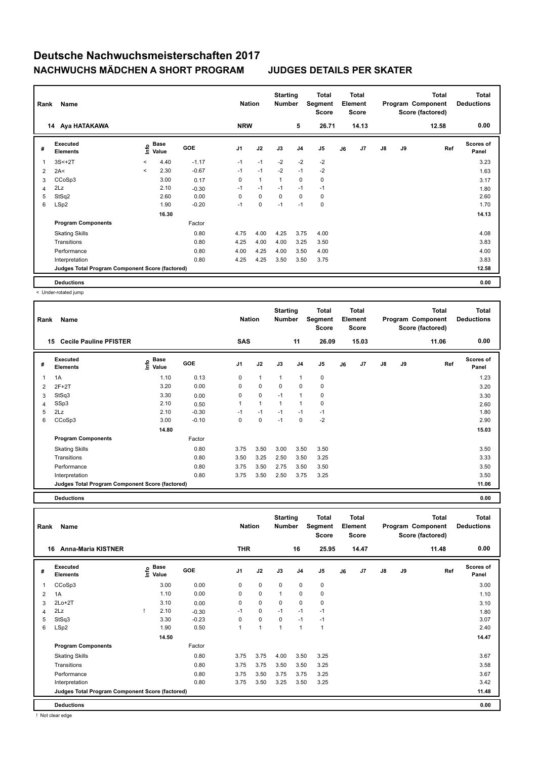# Deutsche Nachwuchsmeisterschaften 2017

## NACHWUCHS MÄDCHEN A SHORT PROGRAM — JUDGES DETAILS PER SKATER

| Rank | Name | Nation | Starting Number | Total Segment Score | Total Element Score | Total Program Component Score (factored) | Total Deductions |
|---|---|---|---|---|---|---|---|
| 14 | Aya HATAKAWA | NRW | 5 | 26.71 | 14.13 | 12.58 | 0.00 |

| # | Executed Elements | Info | Base Value | GOE | J1 | J2 | J3 | J4 | J5 | J6 | J7 | J8 | J9 | Ref | Scores of Panel |
|---|---|---|---|---|---|---|---|---|---|---|---|---|---|---|---|
| 1 | 3S<+2T | < | 4.40 | -1.17 | -1 | -1 | -2 | -2 | -2 | | | | | | 3.23 |
| 2 | 2A< | < | 2.30 | -0.67 | -1 | -1 | -2 | -1 | -2 | | | | | | 1.63 |
| 3 | CCoSp3 | | 3.00 | 0.17 | 0 | 1 | 1 | 0 | 0 | | | | | | 3.17 |
| 4 | 2Lz | | 2.10 | -0.30 | -1 | -1 | -1 | -1 | -1 | | | | | | 1.80 |
| 5 | StSq2 | | 2.60 | 0.00 | 0 | 0 | 0 | 0 | 0 | | | | | | 2.60 |
| 6 | LSp2 | | 1.90 | -0.20 | -1 | 0 | -1 | -1 | 0 | | | | | | 1.70 |
| | | | 16.30 | | | | | | | | | | | | 14.13 |
| | **Program Components** | | | Factor | | | | | | | | | | | |
| | Skating Skills | | | 0.80 | 4.75 | 4.00 | 4.25 | 3.75 | 4.00 | | | | | | 4.08 |
| | Transitions | | | 0.80 | 4.25 | 4.00 | 4.00 | 3.25 | 3.50 | | | | | | 3.83 |
| | Performance | | | 0.80 | 4.00 | 4.25 | 4.00 | 3.50 | 4.00 | | | | | | 4.00 |
| | Interpretation | | | 0.80 | 4.25 | 4.25 | 3.50 | 3.50 | 3.75 | | | | | | 3.83 |
| | **Judges Total Program Component Score (factored)** | | | | | | | | | | | | | | 12.58 |
| | **Deductions** | | | | | | | | | | | | | | 0.00 |

< Under-rotated jump

| Rank | Name | Nation | Starting Number | Total Segment Score | Total Element Score | Total Program Component Score (factored) | Total Deductions |
|---|---|---|---|---|---|---|---|
| 15 | Cecile Pauline PFISTER | SAS | 11 | 26.09 | 15.03 | 11.06 | 0.00 |

| # | Executed Elements | Info | Base Value | GOE | J1 | J2 | J3 | J4 | J5 | J6 | J7 | J8 | J9 | Ref | Scores of Panel |
|---|---|---|---|---|---|---|---|---|---|---|---|---|---|---|---|
| 1 | 1A | | 1.10 | 0.13 | 0 | 1 | 1 | 1 | 0 | | | | | | 1.23 |
| 2 | 2F+2T | | 3.20 | 0.00 | 0 | 0 | 0 | 0 | 0 | | | | | | 3.20 |
| 3 | StSq3 | | 3.30 | 0.00 | 0 | 0 | -1 | 1 | 0 | | | | | | 3.30 |
| 4 | SSp3 | | 2.10 | 0.50 | 1 | 1 | 1 | 1 | 0 | | | | | | 2.60 |
| 5 | 2Lz | | 2.10 | -0.30 | -1 | -1 | -1 | -1 | -1 | | | | | | 1.80 |
| 6 | CCoSp3 | | 3.00 | -0.10 | 0 | 0 | -1 | 0 | -2 | | | | | | 2.90 |
| | | | 14.80 | | | | | | | | | | | | 15.03 |
| | **Program Components** | | | Factor | | | | | | | | | | | |
| | Skating Skills | | | 0.80 | 3.75 | 3.50 | 3.00 | 3.50 | 3.50 | | | | | | 3.50 |
| | Transitions | | | 0.80 | 3.50 | 3.25 | 2.50 | 3.50 | 3.25 | | | | | | 3.33 |
| | Performance | | | 0.80 | 3.75 | 3.50 | 2.75 | 3.50 | 3.50 | | | | | | 3.50 |
| | Interpretation | | | 0.80 | 3.75 | 3.50 | 2.50 | 3.75 | 3.25 | | | | | | 3.50 |
| | **Judges Total Program Component Score (factored)** | | | | | | | | | | | | | | 11.06 |
| | **Deductions** | | | | | | | | | | | | | | 0.00 |

| Rank | Name | Nation | Starting Number | Total Segment Score | Total Element Score | Total Program Component Score (factored) | Total Deductions |
|---|---|---|---|---|---|---|---|
| 16 | Anna-Maria KISTNER | THR | 16 | 25.95 | 14.47 | 11.48 | 0.00 |

| # | Executed Elements | Info | Base Value | GOE | J1 | J2 | J3 | J4 | J5 | J6 | J7 | J8 | J9 | Ref | Scores of Panel |
|---|---|---|---|---|---|---|---|---|---|---|---|---|---|---|---|
| 1 | CCoSp3 | | 3.00 | 0.00 | 0 | 0 | 0 | 0 | 0 | | | | | | 3.00 |
| 2 | 1A | | 1.10 | 0.00 | 0 | 0 | 1 | 0 | 0 | | | | | | 1.10 |
| 3 | 2Lo+2T | | 3.10 | 0.00 | 0 | 0 | 0 | 0 | 0 | | | | | | 3.10 |
| 4 | 2Lz | ! | 2.10 | -0.30 | -1 | 0 | -1 | -1 | -1 | | | | | | 1.80 |
| 5 | StSq3 | | 3.30 | -0.23 | 0 | 0 | 0 | -1 | -1 | | | | | | 3.07 |
| 6 | LSp2 | | 1.90 | 0.50 | 1 | 1 | 1 | 1 | 1 | | | | | | 2.40 |
| | | | 14.50 | | | | | | | | | | | | 14.47 |
| | **Program Components** | | | Factor | | | | | | | | | | | |
| | Skating Skills | | | 0.80 | 3.75 | 3.75 | 4.00 | 3.50 | 3.25 | | | | | | 3.67 |
| | Transitions | | | 0.80 | 3.75 | 3.75 | 3.50 | 3.50 | 3.25 | | | | | | 3.58 |
| | Performance | | | 0.80 | 3.75 | 3.50 | 3.75 | 3.75 | 3.25 | | | | | | 3.67 |
| | Interpretation | | | 0.80 | 3.75 | 3.50 | 3.25 | 3.50 | 3.25 | | | | | | 3.42 |
| | **Judges Total Program Component Score (factored)** | | | | | | | | | | | | | | 11.48 |
| | **Deductions** | | | | | | | | | | | | | | 0.00 |

! Not clear edge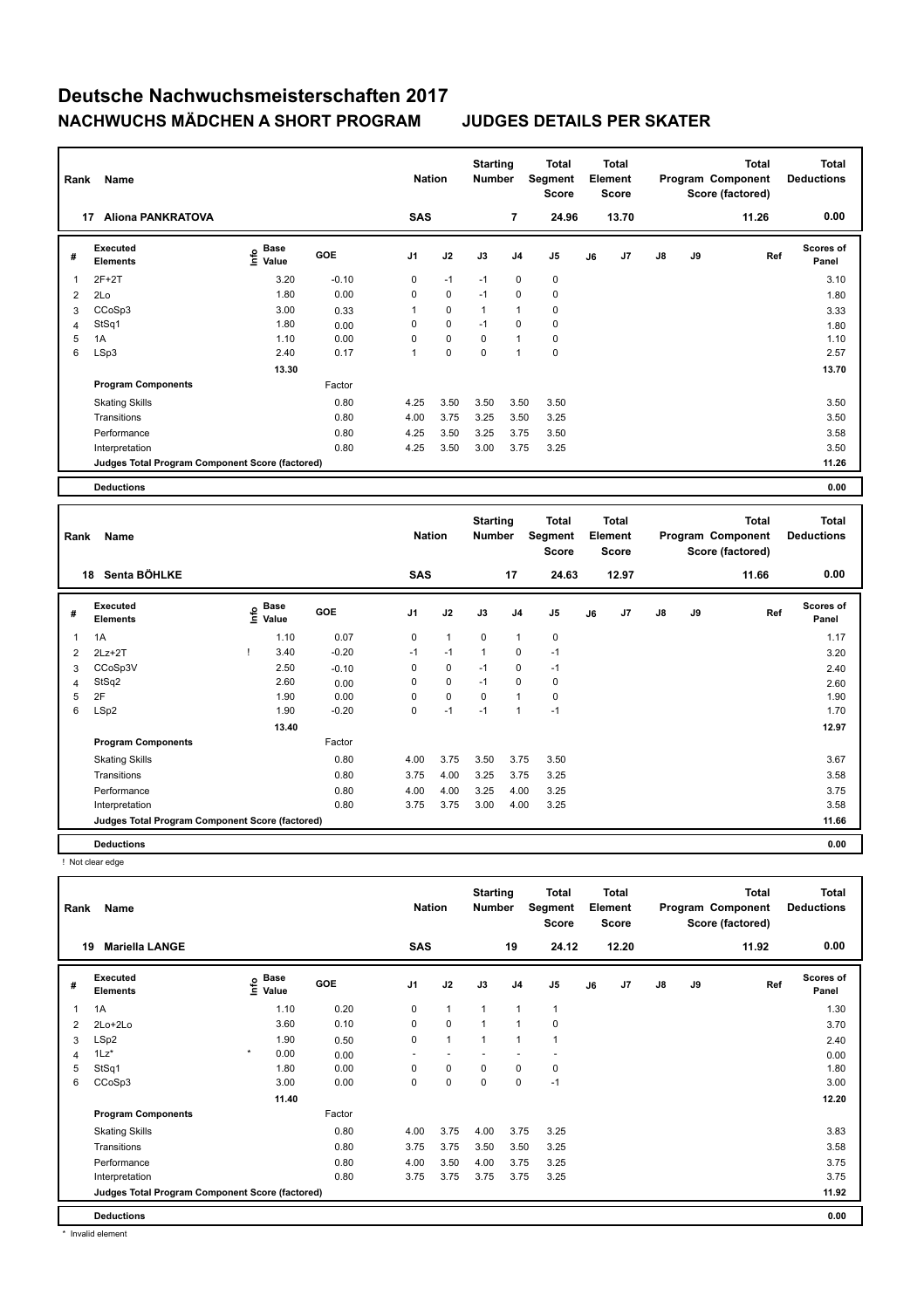# Deutsche Nachwuchsmeisterschaften 2017

## NACHWUCHS MÄDCHEN A SHORT PROGRAM    JUDGES DETAILS PER SKATER

| Rank | Name | Nation | Starting Number | Total Segment Score | Total Element Score | Total Program Component Score (factored) | Total Deductions |
|---|---|---|---|---|---|---|---|
| 17 | Aliona PANKRATOVA | SAS | 7 | 24.96 | 13.70 | 11.26 | 0.00 |

| # | Executed Elements | Info | Base Value | GOE | J1 | J2 | J3 | J4 | J5 | J6 | J7 | J8 | J9 | Ref | Scores of Panel |
|---|---|---|---|---|---|---|---|---|---|---|---|---|---|---|---|
| 1 | 2F+2T | | 3.20 | -0.10 | 0 | -1 | -1 | 0 | 0 | | | | | | 3.10 |
| 2 | 2Lo | | 1.80 | 0.00 | 0 | 0 | -1 | 0 | 0 | | | | | | 1.80 |
| 3 | CCoSp3 | | 3.00 | 0.33 | 1 | 0 | 1 | 1 | 0 | | | | | | 3.33 |
| 4 | StSq1 | | 1.80 | 0.00 | 0 | 0 | -1 | 0 | 0 | | | | | | 1.80 |
| 5 | 1A | | 1.10 | 0.00 | 0 | 0 | 0 | 1 | 0 | | | | | | 1.10 |
| 6 | LSp3 | | 2.40 | 0.17 | 1 | 0 | 0 | 1 | 0 | | | | | | 2.57 |
| | | | 13.30 | | | | | | | | | | | | 13.70 |
| | **Program Components** | | | Factor | | | | | | | | | | | |
| | Skating Skills | | | 0.80 | 4.25 | 3.50 | 3.50 | 3.50 | 3.50 | | | | | | 3.50 |
| | Transitions | | | 0.80 | 4.00 | 3.75 | 3.25 | 3.50 | 3.25 | | | | | | 3.50 |
| | Performance | | | 0.80 | 4.25 | 3.50 | 3.25 | 3.75 | 3.50 | | | | | | 3.58 |
| | Interpretation | | | 0.80 | 4.25 | 3.50 | 3.00 | 3.75 | 3.25 | | | | | | 3.50 |
| | **Judges Total Program Component Score (factored)** | | | | | | | | | | | | | | 11.26 |
| | **Deductions** | | | | | | | | | | | | | | 0.00 |

| Rank | Name | Nation | Starting Number | Total Segment Score | Total Element Score | Total Program Component Score (factored) | Total Deductions |
|---|---|---|---|---|---|---|---|
| 18 | Senta BÖHLKE | SAS | 17 | 24.63 | 12.97 | 11.66 | 0.00 |

| # | Executed Elements | Info | Base Value | GOE | J1 | J2 | J3 | J4 | J5 | J6 | J7 | J8 | J9 | Ref | Scores of Panel |
|---|---|---|---|---|---|---|---|---|---|---|---|---|---|---|---|
| 1 | 1A | | 1.10 | 0.07 | 0 | 1 | 0 | 1 | 0 | | | | | | 1.17 |
| 2 | 2Lz+2T | ! | 3.40 | -0.20 | -1 | -1 | 1 | 0 | -1 | | | | | | 3.20 |
| 3 | CCoSp3V | | 2.50 | -0.10 | 0 | 0 | -1 | 0 | -1 | | | | | | 2.40 |
| 4 | StSq2 | | 2.60 | 0.00 | 0 | 0 | -1 | 0 | 0 | | | | | | 2.60 |
| 5 | 2F | | 1.90 | 0.00 | 0 | 0 | 0 | 1 | 0 | | | | | | 1.90 |
| 6 | LSp2 | | 1.90 | -0.20 | 0 | -1 | -1 | 1 | -1 | | | | | | 1.70 |
| | | | 13.40 | | | | | | | | | | | | 12.97 |
| | **Program Components** | | | Factor | | | | | | | | | | | |
| | Skating Skills | | | 0.80 | 4.00 | 3.75 | 3.50 | 3.75 | 3.50 | | | | | | 3.67 |
| | Transitions | | | 0.80 | 3.75 | 4.00 | 3.25 | 3.75 | 3.25 | | | | | | 3.58 |
| | Performance | | | 0.80 | 4.00 | 4.00 | 3.25 | 4.00 | 3.25 | | | | | | 3.75 |
| | Interpretation | | | 0.80 | 3.75 | 3.75 | 3.00 | 4.00 | 3.25 | | | | | | 3.58 |
| | **Judges Total Program Component Score (factored)** | | | | | | | | | | | | | | 11.66 |
| | **Deductions** | | | | | | | | | | | | | | 0.00 |

! Not clear edge

| Rank | Name | Nation | Starting Number | Total Segment Score | Total Element Score | Total Program Component Score (factored) | Total Deductions |
|---|---|---|---|---|---|---|---|
| 19 | Mariella LANGE | SAS | 19 | 24.12 | 12.20 | 11.92 | 0.00 |

| # | Executed Elements | Info | Base Value | GOE | J1 | J2 | J3 | J4 | J5 | J6 | J7 | J8 | J9 | Ref | Scores of Panel |
|---|---|---|---|---|---|---|---|---|---|---|---|---|---|---|---|
| 1 | 1A | | 1.10 | 0.20 | 0 | 1 | 1 | 1 | 1 | | | | | | 1.30 |
| 2 | 2Lo+2Lo | | 3.60 | 0.10 | 0 | 0 | 1 | 1 | 0 | | | | | | 3.70 |
| 3 | LSp2 | | 1.90 | 0.50 | 0 | 1 | 1 | 1 | 1 | | | | | | 2.40 |
| 4 | 1Lz* | * | 0.00 | 0.00 | - | - | - | - | - | | | | | | 0.00 |
| 5 | StSq1 | | 1.80 | 0.00 | 0 | 0 | 0 | 0 | 0 | | | | | | 1.80 |
| 6 | CCoSp3 | | 3.00 | 0.00 | 0 | 0 | 0 | 0 | -1 | | | | | | 3.00 |
| | | | 11.40 | | | | | | | | | | | | 12.20 |
| | **Program Components** | | | Factor | | | | | | | | | | | |
| | Skating Skills | | | 0.80 | 4.00 | 3.75 | 4.00 | 3.75 | 3.25 | | | | | | 3.83 |
| | Transitions | | | 0.80 | 3.75 | 3.75 | 3.50 | 3.50 | 3.25 | | | | | | 3.58 |
| | Performance | | | 0.80 | 4.00 | 3.50 | 4.00 | 3.75 | 3.25 | | | | | | 3.75 |
| | Interpretation | | | 0.80 | 3.75 | 3.75 | 3.75 | 3.75 | 3.25 | | | | | | 3.75 |
| | **Judges Total Program Component Score (factored)** | | | | | | | | | | | | | | 11.92 |
| | **Deductions** | | | | | | | | | | | | | | 0.00 |

\* Invalid element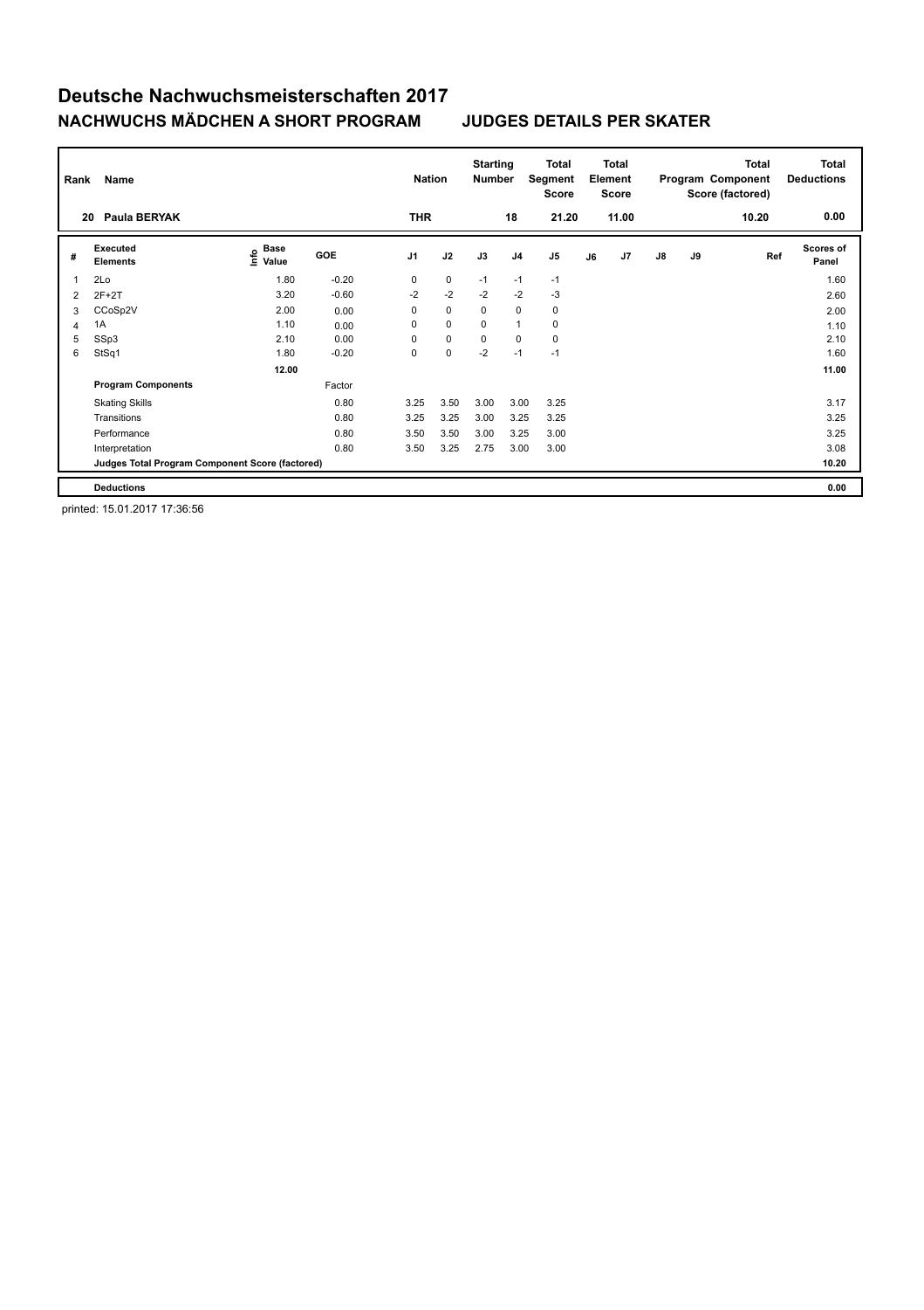# Deutsche Nachwuchsmeisterschaften 2017

## NACHWUCHS MÄDCHEN A SHORT PROGRAM JUDGES DETAILS PER SKATER

| Rank | Name | Nation | Starting Number | Total Segment Score | Total Element Score | Total Program Component Score (factored) | Total Deductions |
|---|---|---|---|---|---|---|---|
| 20 | Paula BERYAK | THR | 18 | 21.20 | 11.00 | 10.20 | 0.00 |

| # | Executed Elements | Info | Base Value | GOE | J1 | J2 | J3 | J4 | J5 | J6 | J7 | J8 | J9 | Ref | Scores of Panel |
|---|---|---|---|---|---|---|---|---|---|---|---|---|---|---|---|
| 1 | 2Lo | | 1.80 | -0.20 | 0 | 0 | -1 | -1 | -1 | | | | | | 1.60 |
| 2 | 2F+2T | | 3.20 | -0.60 | -2 | -2 | -2 | -2 | -3 | | | | | | 2.60 |
| 3 | CCoSp2V | | 2.00 | 0.00 | 0 | 0 | 0 | 0 | 0 | | | | | | 2.00 |
| 4 | 1A | | 1.10 | 0.00 | 0 | 0 | 0 | 1 | 0 | | | | | | 1.10 |
| 5 | SSp3 | | 2.10 | 0.00 | 0 | 0 | 0 | 0 | 0 | | | | | | 2.10 |
| 6 | StSq1 | | 1.80 | -0.20 | 0 | 0 | -2 | -1 | -1 | | | | | | 1.60 |
| | | | 12.00 | | | | | | | | | | | | 11.00 |
| | **Program Components** | | | Factor | | | | | | | | | | | |
| | Skating Skills | | | 0.80 | 3.25 | 3.50 | 3.00 | 3.00 | 3.25 | | | | | | 3.17 |
| | Transitions | | | 0.80 | 3.25 | 3.25 | 3.00 | 3.25 | 3.25 | | | | | | 3.25 |
| | Performance | | | 0.80 | 3.50 | 3.50 | 3.00 | 3.25 | 3.00 | | | | | | 3.25 |
| | Interpretation | | | 0.80 | 3.50 | 3.25 | 2.75 | 3.00 | 3.00 | | | | | | 3.08 |
| | **Judges Total Program Component Score (factored)** | | | | | | | | | | | | | | 10.20 |
| | **Deductions** | | | | | | | | | | | | | | 0.00 |

printed: 15.01.2017 17:36:56